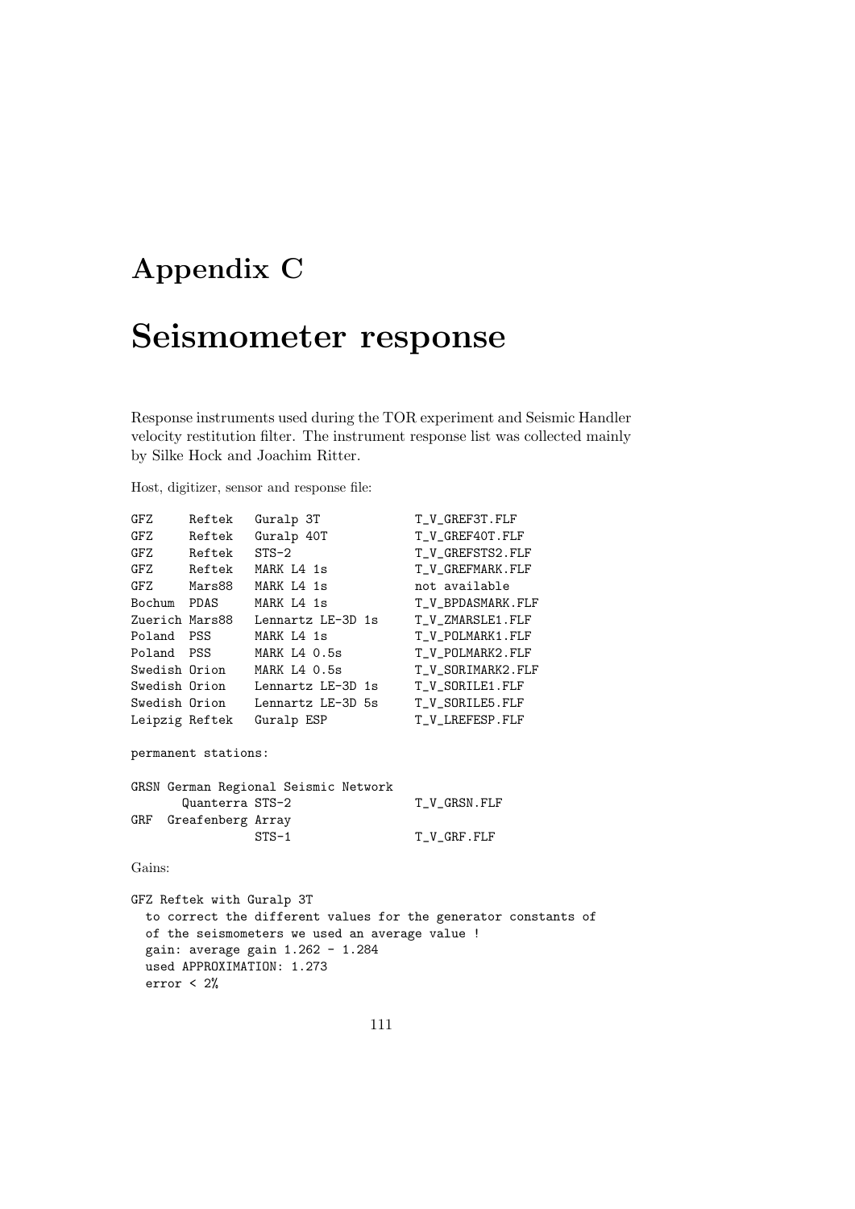# Appendix C

# Seismometer response

Response instruments used during the TOR experiment and Seismic Handler velocity restitution filter. The instrument response list was collected mainly by Silke Hock and Joachim Ritter.

Host, digitizer, sensor and response file:

```
GFZ     Reftek   Guralp 3T            T_V_GREF3T.FLF
GFZ     Reftek   Guralp 40T           T_V_GREF40T.FLF
GFZ     Reftek   STS-2                T_V_GREFSTS2.FLF
GFZ     Reftek   MARK L4 1s           T_V_GREFMARK.FLF
GFZ     Mars88   MARK L4 1s           not available
Bochum  PDAS     MARK L4 1s           T_V_BPDASMARK.FLF
Zuerich Mars88   Lennartz LE-3D 1s    T_V_ZMARSLE1.FLF
Poland  PSS      MARK L4 1s           T_V_POLMARK1.FLF
Poland  PSS      MARK L4 0.5s         T_V_POLMARK2.FLF
Swedish Orion    MARK L4 0.5s         T_V_SORIMARK2.FLF
Swedish Orion    Lennartz LE-3D 1s    T_V_SORILE1.FLF
Swedish Orion    Lennartz LE-3D 5s    T_V_SORILE5.FLF
Leipzig Reftek   Guralp ESP           T_V_LREFESP.FLF

permanent stations:

GRSN German Regional Seismic Network
       Quanterra STS-2                T_V_GRSN.FLF
GRF  Greafenberg Array
                 STS-1                T_V_GRF.FLF
```

Gains:

```
GFZ Reftek with Guralp 3T
  to correct the different values for the generator constants of
  of the seismometers we used an average value !
  gain: average gain 1.262 - 1.284
  used APPROXIMATION: 1.273
  error < 2%
```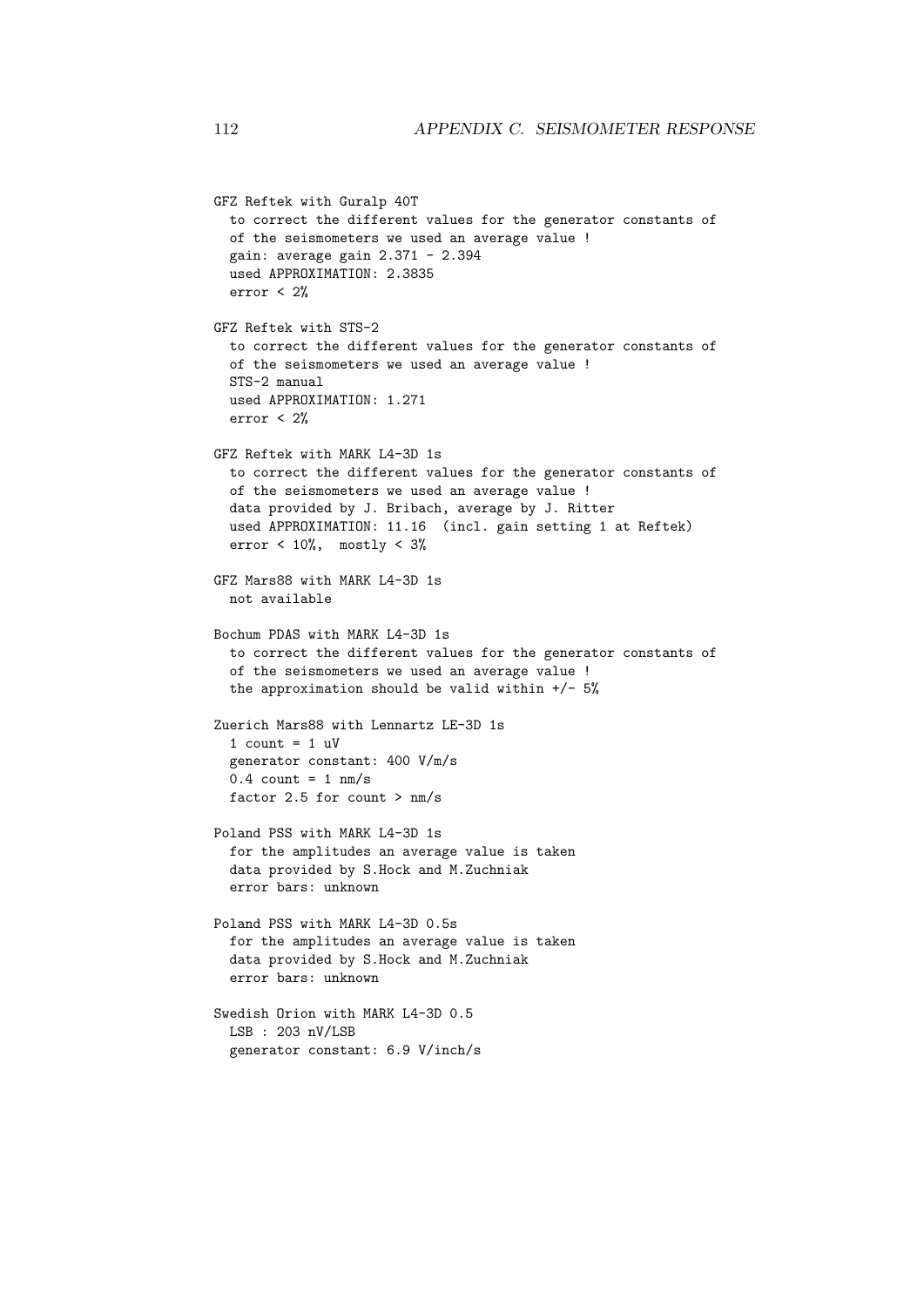```
GFZ Reftek with Guralp 40T
  to correct the different values for the generator constants of
  of the seismometers we used an average value !
  gain: average gain 2.371 - 2.394
  used APPROXIMATION: 2.3835
  error < 2%

GFZ Reftek with STS-2
  to correct the different values for the generator constants of
  of the seismometers we used an average value !
  STS-2 manual
  used APPROXIMATION: 1.271
  error < 2%

GFZ Reftek with MARK L4-3D 1s
  to correct the different values for the generator constants of
  of the seismometers we used an average value !
  data provided by J. Bribach, average by J. Ritter
  used APPROXIMATION: 11.16  (incl. gain setting 1 at Reftek)
  error < 10%,  mostly < 3%

GFZ Mars88 with MARK L4-3D 1s
  not available

Bochum PDAS with MARK L4-3D 1s
  to correct the different values for the generator constants of
  of the seismometers we used an average value !
  the approximation should be valid within +/- 5%

Zuerich Mars88 with Lennartz LE-3D 1s
  1 count = 1 uV
  generator constant: 400 V/m/s
  0.4 count = 1 nm/s
  factor 2.5 for count > nm/s

Poland PSS with MARK L4-3D 1s
  for the amplitudes an average value is taken
  data provided by S.Hock and M.Zuchniak
  error bars: unknown

Poland PSS with MARK L4-3D 0.5s
  for the amplitudes an average value is taken
  data provided by S.Hock and M.Zuchniak
  error bars: unknown

Swedish Orion with MARK L4-3D 0.5
  LSB : 203 nV/LSB
  generator constant: 6.9 V/inch/s
```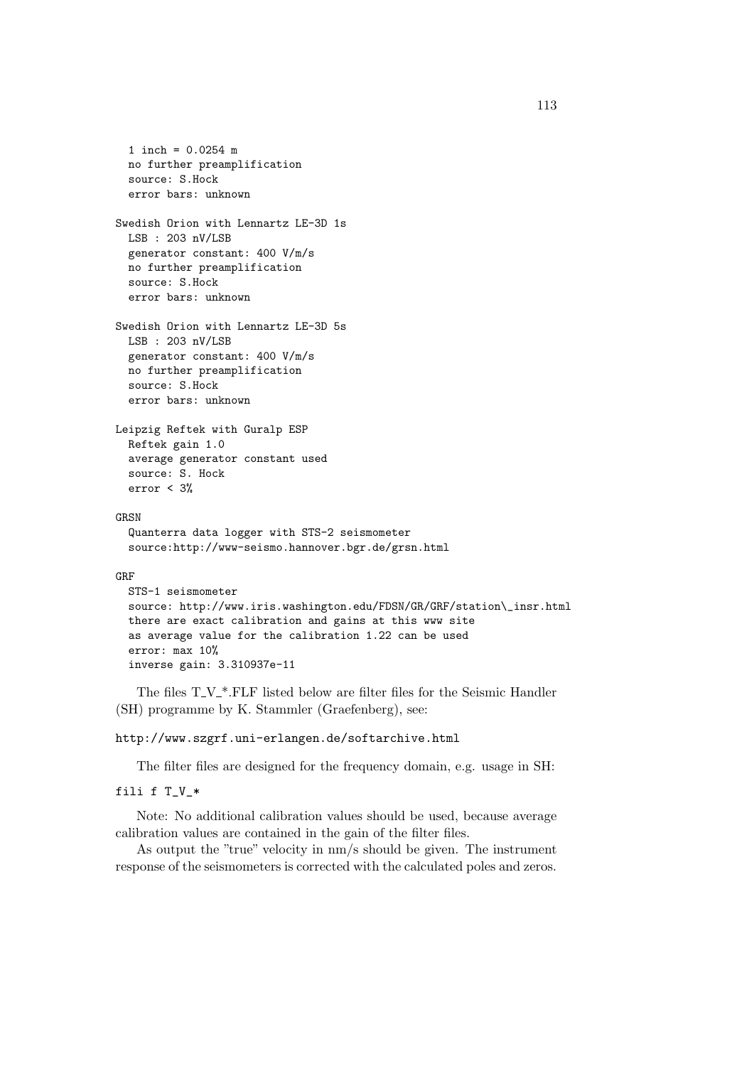```
  1 inch = 0.0254 m
  no further preamplification
  source: S.Hock
  error bars: unknown

Swedish Orion with Lennartz LE-3D 1s
  LSB : 203 nV/LSB
  generator constant: 400 V/m/s
  no further preamplification
  source: S.Hock
  error bars: unknown

Swedish Orion with Lennartz LE-3D 5s
  LSB : 203 nV/LSB
  generator constant: 400 V/m/s
  no further preamplification
  source: S.Hock
  error bars: unknown

Leipzig Reftek with Guralp ESP
  Reftek gain 1.0
  average generator constant used
  source: S. Hock
  error < 3%

GRSN
  Quanterra data logger with STS-2 seismometer
  source:http://www-seismo.hannover.bgr.de/grsn.html

GRF
  STS-1 seismometer
  source: http://www.iris.washington.edu/FDSN/GR/GRF/station\_insr.html
  there are exact calibration and gains at this www site
  as average value for the calibration 1.22 can be used
  error: max 10%
  inverse gain: 3.310937e-11
```

The files T_V_*.FLF listed below are filter files for the Seismic Handler (SH) programme by K. Stammler (Graefenberg), see:

`http://www.szgrf.uni-erlangen.de/softarchive.html`

The filter files are designed for the frequency domain, e.g. usage in SH:

```
fili f T_V_*
```

Note: No additional calibration values should be used, because average calibration values are contained in the gain of the filter files.

As output the "true" velocity in nm/s should be given. The instrument response of the seismometers is corrected with the calculated poles and zeros.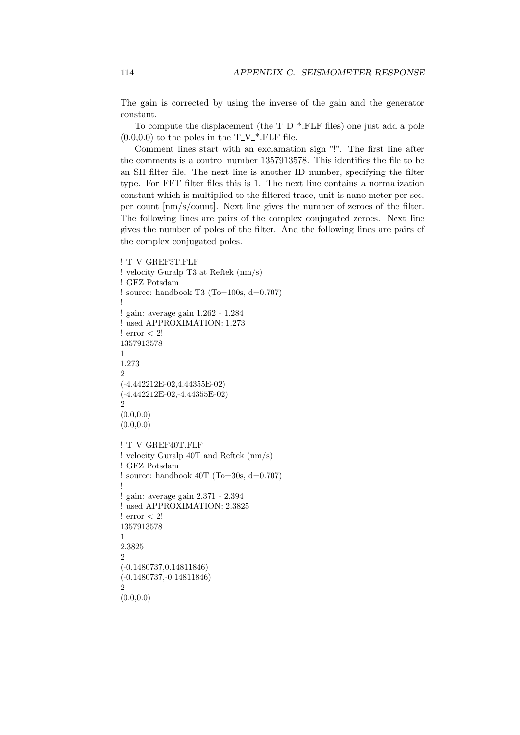The gain is corrected by using the inverse of the gain and the generator constant.

To compute the displacement (the T_D_*.FLF files) one just add a pole (0.0,0.0) to the poles in the T_V_*.FLF file.

Comment lines start with an exclamation sign "!". The first line after the comments is a control number 1357913578. This identifies the file to be an SH filter file. The next line is another ID number, specifying the filter type. For FFT filter files this is 1. The next line contains a normalization constant which is multiplied to the filtered trace, unit is nano meter per sec. per count [nm/s/count]. Next line gives the number of zeroes of the filter. The following lines are pairs of the complex conjugated zeroes. Next line gives the number of poles of the filter. And the following lines are pairs of the complex conjugated poles.

```
! T_V_GREF3T.FLF
! velocity Guralp T3 at Reftek (nm/s)
! GFZ Potsdam
! source: handbook T3 (To=100s, d=0.707)
!
! gain: average gain 1.262 - 1.284
! used APPROXIMATION: 1.273
! error < 2!
1357913578
1
1.273
2
(-4.442212E-02,4.44355E-02)
(-4.442212E-02,-4.44355E-02)
2
(0.0,0.0)
(0.0,0.0)

! T_V_GREF40T.FLF
! velocity Guralp 40T and Reftek (nm/s)
! GFZ Potsdam
! source: handbook 40T (To=30s, d=0.707)
!
! gain: average gain 2.371 - 2.394
! used APPROXIMATION: 2.3825
! error < 2!
1357913578
1
2.3825
2
(-0.1480737,0.14811846)
(-0.1480737,-0.14811846)
2
(0.0,0.0)
```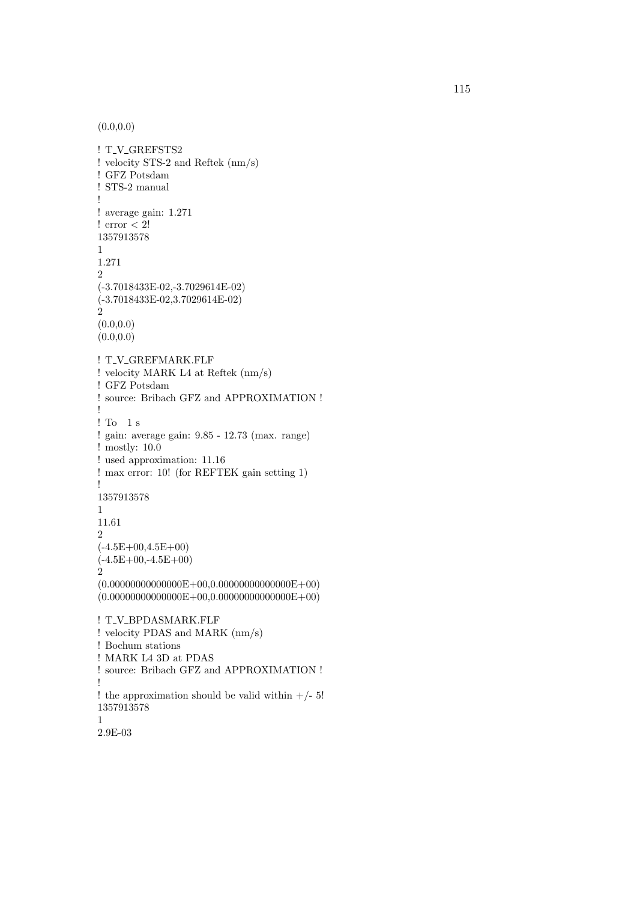```
(0.0,0.0)

! T_V_GREFSTS2
! velocity STS-2 and Reftek (nm/s)
! GFZ Potsdam
! STS-2 manual
!
! average gain: 1.271
! error < 2!
1357913578
1
1.271
2
(-3.7018433E-02,-3.7029614E-02)
(-3.7018433E-02,3.7029614E-02)
2
(0.0,0.0)
(0.0,0.0)

! T_V_GREFMARK.FLF
! velocity MARK L4 at Reftek (nm/s)
! GFZ Potsdam
! source: Bribach GFZ and APPROXIMATION !
!
! To   1 s
! gain: average gain: 9.85 - 12.73 (max. range)
! mostly: 10.0
! used approximation: 11.16
! max error: 10! (for REFTEK gain setting 1)
!
1357913578
1
11.61
2
(-4.5E+00,4.5E+00)
(-4.5E+00,-4.5E+00)
2
(0.00000000000000E+00,0.00000000000000E+00)
(0.00000000000000E+00,0.00000000000000E+00)

! T_V_BPDASMARK.FLF
! velocity PDAS and MARK (nm/s)
! Bochum stations
! MARK L4 3D at PDAS
! source: Bribach GFZ and APPROXIMATION !
!
! the approximation should be valid within +/- 5!
1357913578
1
2.9E-03
```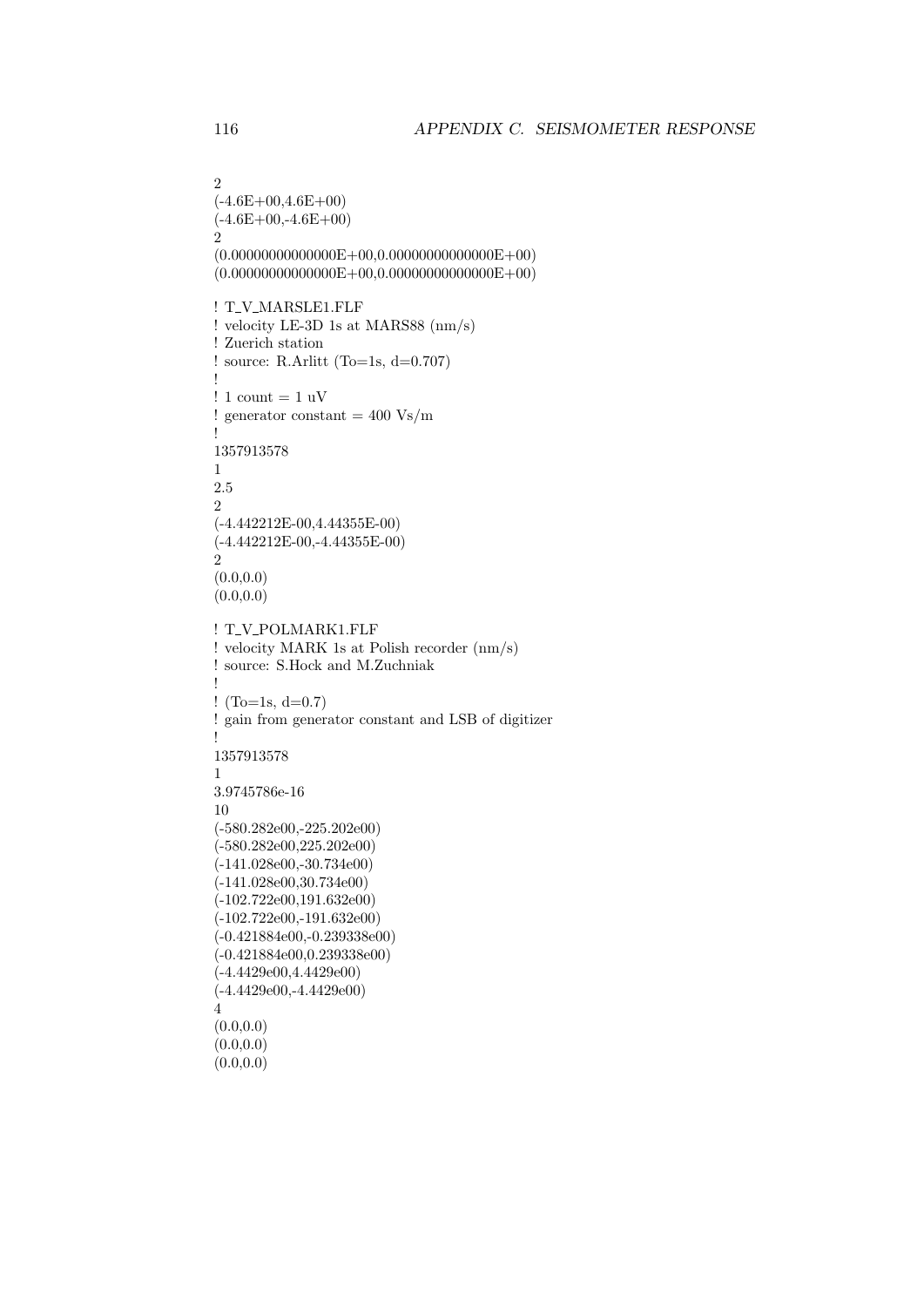```
2
(-4.6E+00,4.6E+00)
(-4.6E+00,-4.6E+00)
2
(0.00000000000000E+00,0.00000000000000E+00)
(0.00000000000000E+00,0.00000000000000E+00)

! T_V_MARSLE1.FLF
! velocity LE-3D 1s at MARS88 (nm/s)
! Zuerich station
! source: R.Arlitt (To=1s, d=0.707)
!
! 1 count = 1 uV
! generator constant = 400 Vs/m
!
1357913578
1
2.5
2
(-4.442212E-00,4.44355E-00)
(-4.442212E-00,-4.44355E-00)
2
(0.0,0.0)
(0.0,0.0)

! T_V_POLMARK1.FLF
! velocity MARK 1s at Polish recorder (nm/s)
! source: S.Hock and M.Zuchniak
!
! (To=1s, d=0.7)
! gain from generator constant and LSB of digitizer
!
1357913578
1
3.9745786e-16
10
(-580.282e00,-225.202e00)
(-580.282e00,225.202e00)
(-141.028e00,-30.734e00)
(-141.028e00,30.734e00)
(-102.722e00,191.632e00)
(-102.722e00,-191.632e00)
(-0.421884e00,-0.239338e00)
(-0.421884e00,0.239338e00)
(-4.4429e00,4.4429e00)
(-4.4429e00,-4.4429e00)
4
(0.0,0.0)
(0.0,0.0)
(0.0,0.0)
```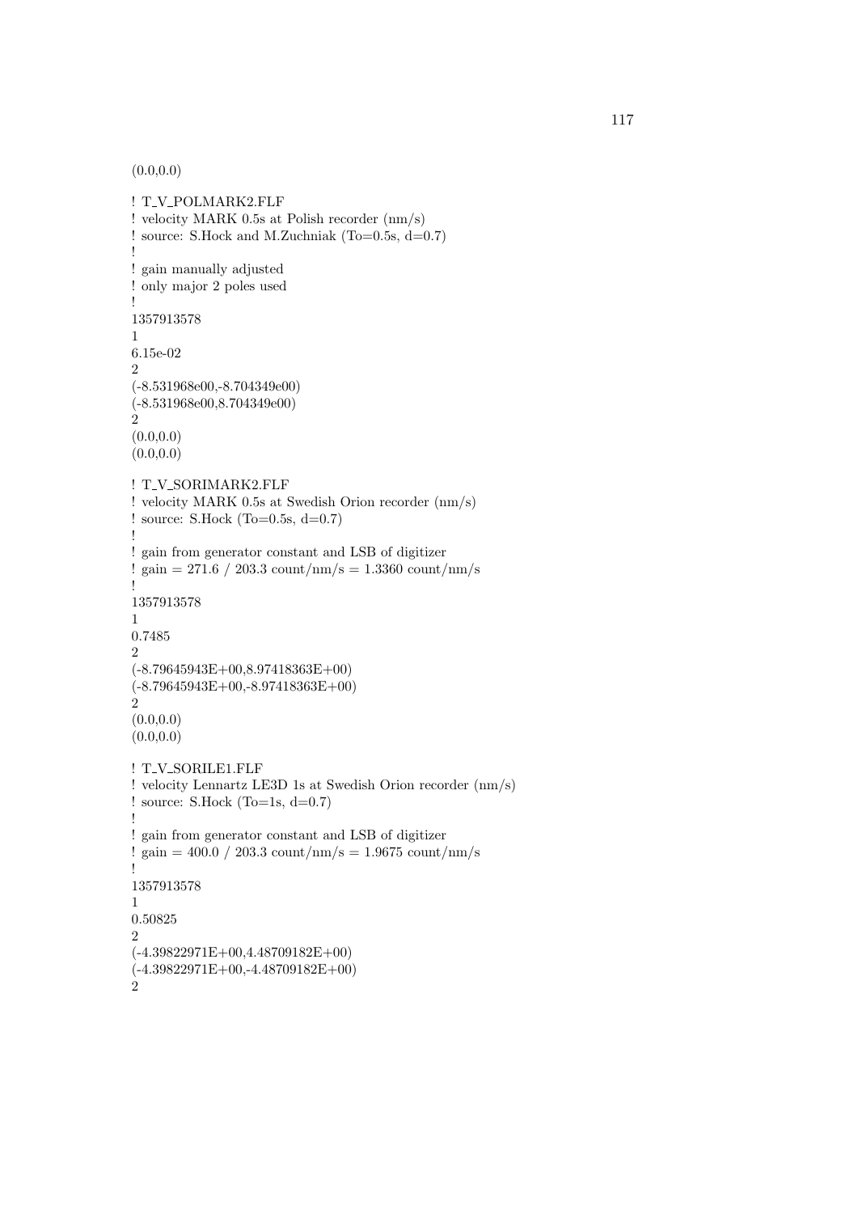```
(0.0,0.0)

! T_V_POLMARK2.FLF
! velocity MARK 0.5s at Polish recorder (nm/s)
! source: S.Hock and M.Zuchniak (To=0.5s, d=0.7)
!
! gain manually adjusted
! only major 2 poles used
!
1357913578
1
6.15e-02
2
(-8.531968e00,-8.704349e00)
(-8.531968e00,8.704349e00)
2
(0.0,0.0)
(0.0,0.0)

! T_V_SORIMARK2.FLF
! velocity MARK 0.5s at Swedish Orion recorder (nm/s)
! source: S.Hock (To=0.5s, d=0.7)
!
! gain from generator constant and LSB of digitizer
! gain = 271.6 / 203.3 count/nm/s = 1.3360 count/nm/s
!
1357913578
1
0.7485
2
(-8.79645943E+00,8.97418363E+00)
(-8.79645943E+00,-8.97418363E+00)
2
(0.0,0.0)
(0.0,0.0)

! T_V_SORILE1.FLF
! velocity Lennartz LE3D 1s at Swedish Orion recorder (nm/s)
! source: S.Hock (To=1s, d=0.7)
!
! gain from generator constant and LSB of digitizer
! gain = 400.0 / 203.3 count/nm/s = 1.9675 count/nm/s
!
1357913578
1
0.50825
2
(-4.39822971E+00,4.48709182E+00)
(-4.39822971E+00,-4.48709182E+00)
2
```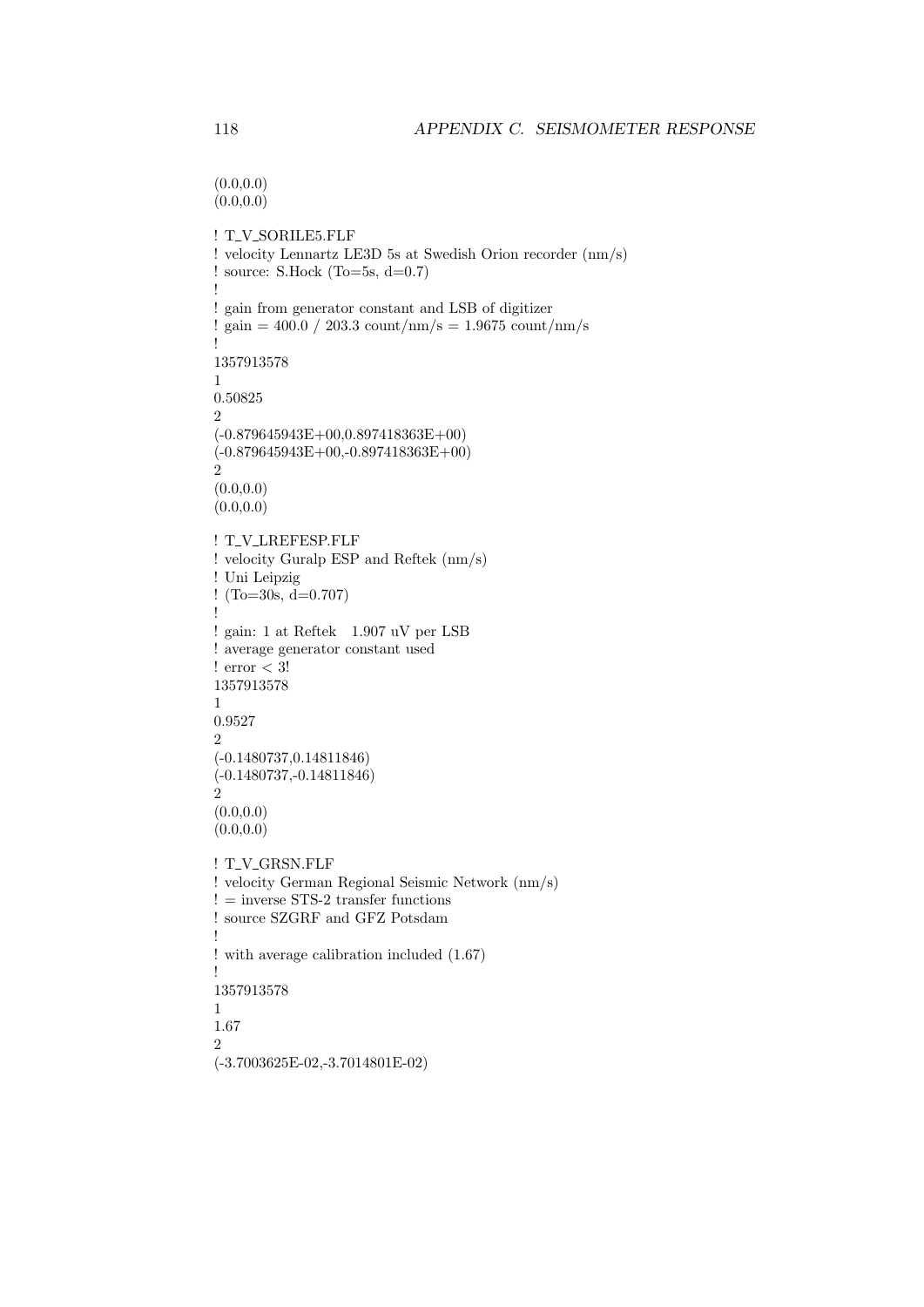```
(0.0,0.0)
(0.0,0.0)

! T_V_SORILE5.FLF
! velocity Lennartz LE3D 5s at Swedish Orion recorder (nm/s)
! source: S.Hock (To=5s, d=0.7)
!
! gain from generator constant and LSB of digitizer
! gain = 400.0 / 203.3 count/nm/s = 1.9675 count/nm/s
!
1357913578
1
0.50825
2
(-0.879645943E+00,0.897418363E+00)
(-0.879645943E+00,-0.897418363E+00)
2
(0.0,0.0)
(0.0,0.0)

! T_V_LREFESP.FLF
! velocity Guralp ESP and Reftek (nm/s)
! Uni Leipzig
! (To=30s, d=0.707)
!
! gain: 1 at Reftek   1.907 uV per LSB
! average generator constant used
! error < 3!
1357913578
1
0.9527
2
(-0.1480737,0.14811846)
(-0.1480737,-0.14811846)
2
(0.0,0.0)
(0.0,0.0)

! T_V_GRSN.FLF
! velocity German Regional Seismic Network (nm/s)
! = inverse STS-2 transfer functions
! source SZGRF and GFZ Potsdam
!
! with average calibration included (1.67)
!
1357913578
1
1.67
2
(-3.7003625E-02,-3.7014801E-02)
```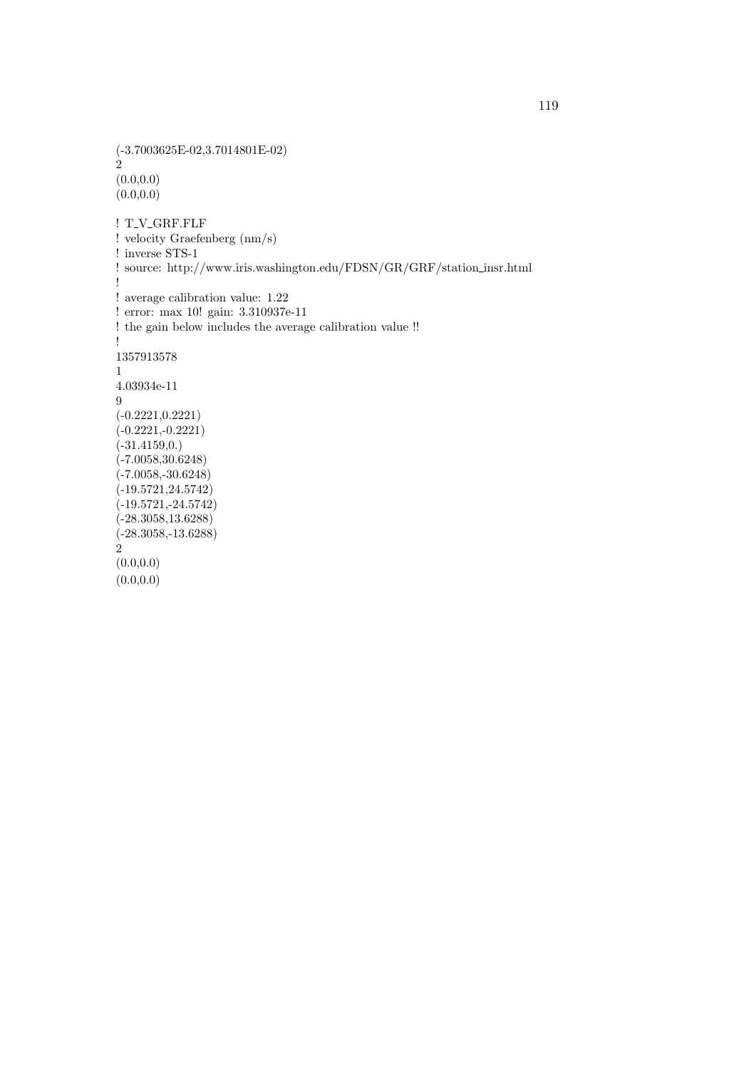```
(-3.7003625E-02,3.7014801E-02)
2
(0.0,0.0)
(0.0,0.0)

! T_V_GRF.FLF
! velocity Graefenberg (nm/s)
! inverse STS-1
! source: http://www.iris.washington.edu/FDSN/GR/GRF/station_insr.html
!
! average calibration value: 1.22
! error: max 10! gain: 3.310937e-11
! the gain below includes the average calibration value !!
!
1357913578
1
4.03934e-11
9
(-0.2221,0.2221)
(-0.2221,-0.2221)
(-31.4159,0.)
(-7.0058,30.6248)
(-7.0058,-30.6248)
(-19.5721,24.5742)
(-19.5721,-24.5742)
(-28.3058,13.6288)
(-28.3058,-13.6288)
2
(0.0,0.0)
(0.0,0.0)
```